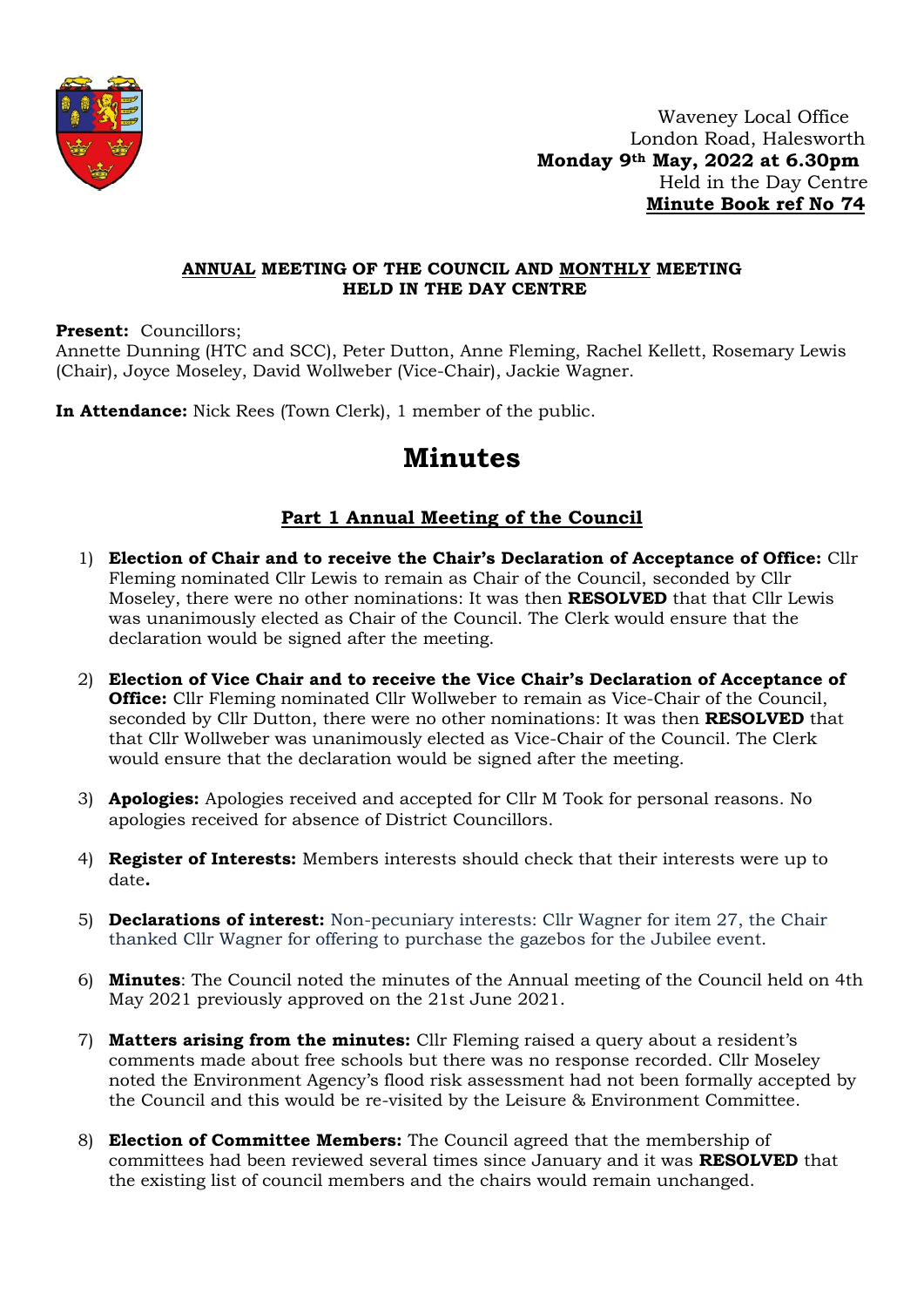Waveney Local Office
London Road, Halesworth
**Monday 9th May, 2022 at 6.30pm**
Held in the Day Centre
**Minute Book ref No 74**

**ANNUAL MEETING OF THE COUNCIL AND MONTHLY MEETING HELD IN THE DAY CENTRE**

**Present:** Councillors;
Annette Dunning (HTC and SCC), Peter Dutton, Anne Fleming, Rachel Kellett, Rosemary Lewis (Chair), Joyce Moseley, David Wollweber (Vice-Chair), Jackie Wagner.

**In Attendance:** Nick Rees (Town Clerk), 1 member of the public.

# Minutes

## Part 1 Annual Meeting of the Council

1) **Election of Chair and to receive the Chair's Declaration of Acceptance of Office:** Cllr Fleming nominated Cllr Lewis to remain as Chair of the Council, seconded by Cllr Moseley, there were no other nominations: It was then **RESOLVED** that that Cllr Lewis was unanimously elected as Chair of the Council. The Clerk would ensure that the declaration would be signed after the meeting.

2) **Election of Vice Chair and to receive the Vice Chair's Declaration of Acceptance of Office:** Cllr Fleming nominated Cllr Wollweber to remain as Vice-Chair of the Council, seconded by Cllr Dutton, there were no other nominations: It was then **RESOLVED** that that Cllr Wollweber was unanimously elected as Vice-Chair of the Council. The Clerk would ensure that the declaration would be signed after the meeting.

3) **Apologies:** Apologies received and accepted for Cllr M Took for personal reasons. No apologies received for absence of District Councillors.

4) **Register of Interests:** Members interests should check that their interests were up to date**.**

5) **Declarations of interest:** Non-pecuniary interests: Cllr Wagner for item 27, the Chair thanked Cllr Wagner for offering to purchase the gazebos for the Jubilee event.

6) **Minutes**: The Council noted the minutes of the Annual meeting of the Council held on 4th May 2021 previously approved on the 21st June 2021.

7) **Matters arising from the minutes:** Cllr Fleming raised a query about a resident's comments made about free schools but there was no response recorded. Cllr Moseley noted the Environment Agency's flood risk assessment had not been formally accepted by the Council and this would be re-visited by the Leisure & Environment Committee.

8) **Election of Committee Members:** The Council agreed that the membership of committees had been reviewed several times since January and it was **RESOLVED** that the existing list of council members and the chairs would remain unchanged.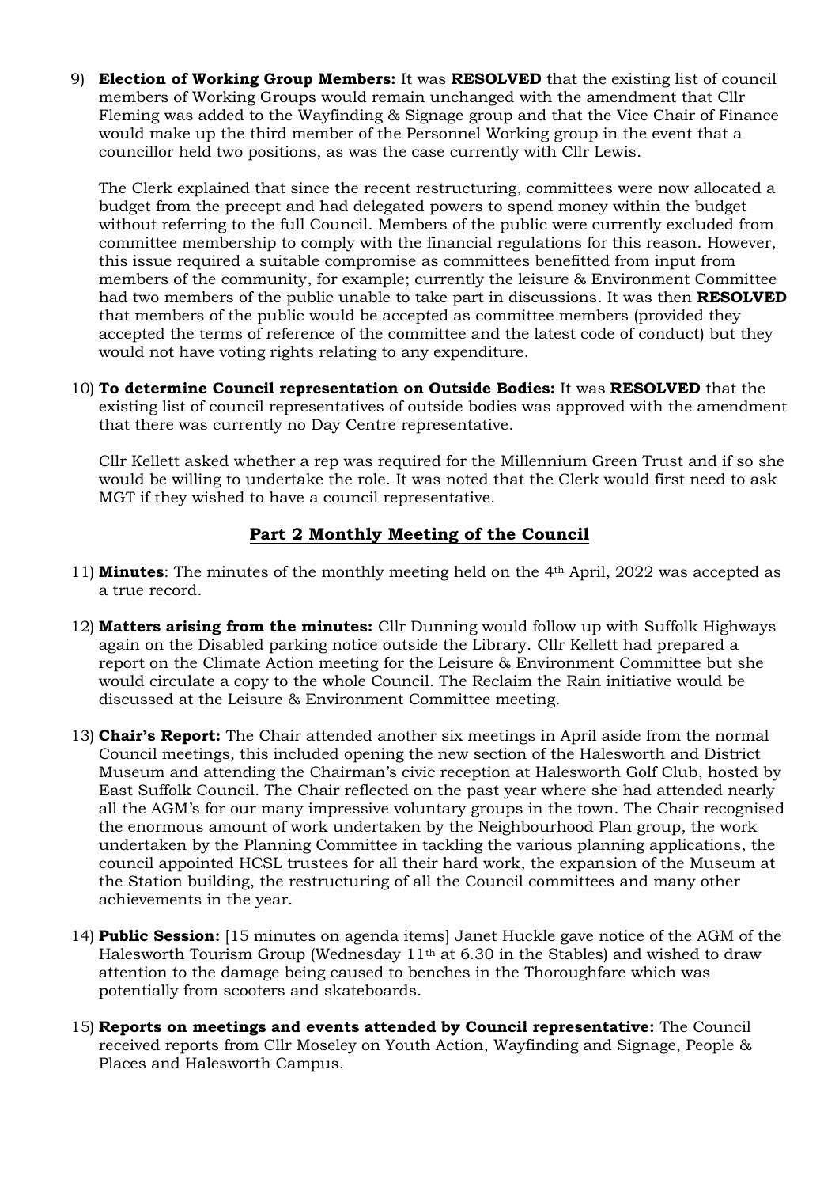9) **Election of Working Group Members:** It was **RESOLVED** that the existing list of council members of Working Groups would remain unchanged with the amendment that Cllr Fleming was added to the Wayfinding & Signage group and that the Vice Chair of Finance would make up the third member of the Personnel Working group in the event that a councillor held two positions, as was the case currently with Cllr Lewis.

   The Clerk explained that since the recent restructuring, committees were now allocated a budget from the precept and had delegated powers to spend money within the budget without referring to the full Council. Members of the public were currently excluded from committee membership to comply with the financial regulations for this reason. However, this issue required a suitable compromise as committees benefitted from input from members of the community, for example; currently the leisure & Environment Committee had two members of the public unable to take part in discussions. It was then **RESOLVED** that members of the public would be accepted as committee members (provided they accepted the terms of reference of the committee and the latest code of conduct) but they would not have voting rights relating to any expenditure.

10) **To determine Council representation on Outside Bodies:** It was **RESOLVED** that the existing list of council representatives of outside bodies was approved with the amendment that there was currently no Day Centre representative.

    Cllr Kellett asked whether a rep was required for the Millennium Green Trust and if so she would be willing to undertake the role. It was noted that the Clerk would first need to ask MGT if they wished to have a council representative.

## Part 2 Monthly Meeting of the Council

11) **Minutes**: The minutes of the monthly meeting held on the 4th April, 2022 was accepted as a true record.

12) **Matters arising from the minutes:** Cllr Dunning would follow up with Suffolk Highways again on the Disabled parking notice outside the Library. Cllr Kellett had prepared a report on the Climate Action meeting for the Leisure & Environment Committee but she would circulate a copy to the whole Council. The Reclaim the Rain initiative would be discussed at the Leisure & Environment Committee meeting.

13) **Chair's Report:** The Chair attended another six meetings in April aside from the normal Council meetings, this included opening the new section of the Halesworth and District Museum and attending the Chairman's civic reception at Halesworth Golf Club, hosted by East Suffolk Council. The Chair reflected on the past year where she had attended nearly all the AGM's for our many impressive voluntary groups in the town. The Chair recognised the enormous amount of work undertaken by the Neighbourhood Plan group, the work undertaken by the Planning Committee in tackling the various planning applications, the council appointed HCSL trustees for all their hard work, the expansion of the Museum at the Station building, the restructuring of all the Council committees and many other achievements in the year.

14) **Public Session:** [15 minutes on agenda items] Janet Huckle gave notice of the AGM of the Halesworth Tourism Group (Wednesday 11th at 6.30 in the Stables) and wished to draw attention to the damage being caused to benches in the Thoroughfare which was potentially from scooters and skateboards.

15) **Reports on meetings and events attended by Council representative:** The Council received reports from Cllr Moseley on Youth Action, Wayfinding and Signage, People & Places and Halesworth Campus.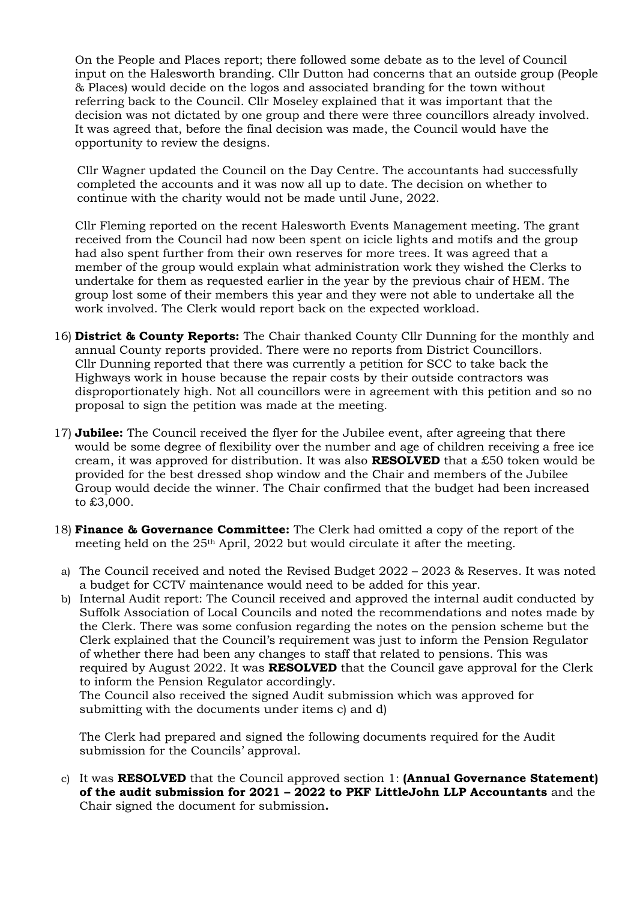On the People and Places report; there followed some debate as to the level of Council input on the Halesworth branding. Cllr Dutton had concerns that an outside group (People & Places) would decide on the logos and associated branding for the town without referring back to the Council. Cllr Moseley explained that it was important that the decision was not dictated by one group and there were three councillors already involved. It was agreed that, before the final decision was made, the Council would have the opportunity to review the designs.

Cllr Wagner updated the Council on the Day Centre. The accountants had successfully completed the accounts and it was now all up to date. The decision on whether to continue with the charity would not be made until June, 2022.

Cllr Fleming reported on the recent Halesworth Events Management meeting. The grant received from the Council had now been spent on icicle lights and motifs and the group had also spent further from their own reserves for more trees. It was agreed that a member of the group would explain what administration work they wished the Clerks to undertake for them as requested earlier in the year by the previous chair of HEM. The group lost some of their members this year and they were not able to undertake all the work involved. The Clerk would report back on the expected workload.

16) **District & County Reports:** The Chair thanked County Cllr Dunning for the monthly and annual County reports provided. There were no reports from District Councillors. Cllr Dunning reported that there was currently a petition for SCC to take back the Highways work in house because the repair costs by their outside contractors was disproportionately high. Not all councillors were in agreement with this petition and so no proposal to sign the petition was made at the meeting.

17) **Jubilee:** The Council received the flyer for the Jubilee event, after agreeing that there would be some degree of flexibility over the number and age of children receiving a free ice cream, it was approved for distribution. It was also **RESOLVED** that a £50 token would be provided for the best dressed shop window and the Chair and members of the Jubilee Group would decide the winner. The Chair confirmed that the budget had been increased to £3,000.

18) **Finance & Governance Committee:** The Clerk had omitted a copy of the report of the meeting held on the 25th April, 2022 but would circulate it after the meeting.

a) The Council received and noted the Revised Budget 2022 – 2023 & Reserves. It was noted a budget for CCTV maintenance would need to be added for this year.

b) Internal Audit report: The Council received and approved the internal audit conducted by Suffolk Association of Local Councils and noted the recommendations and notes made by the Clerk. There was some confusion regarding the notes on the pension scheme but the Clerk explained that the Council's requirement was just to inform the Pension Regulator of whether there had been any changes to staff that related to pensions. This was required by August 2022. It was **RESOLVED** that the Council gave approval for the Clerk to inform the Pension Regulator accordingly.
The Council also received the signed Audit submission which was approved for submitting with the documents under items c) and d)

The Clerk had prepared and signed the following documents required for the Audit submission for the Councils' approval.

c) It was **RESOLVED** that the Council approved section 1: **(Annual Governance Statement) of the audit submission for 2021 – 2022 to PKF LittleJohn LLP Accountants** and the Chair signed the document for submission**.**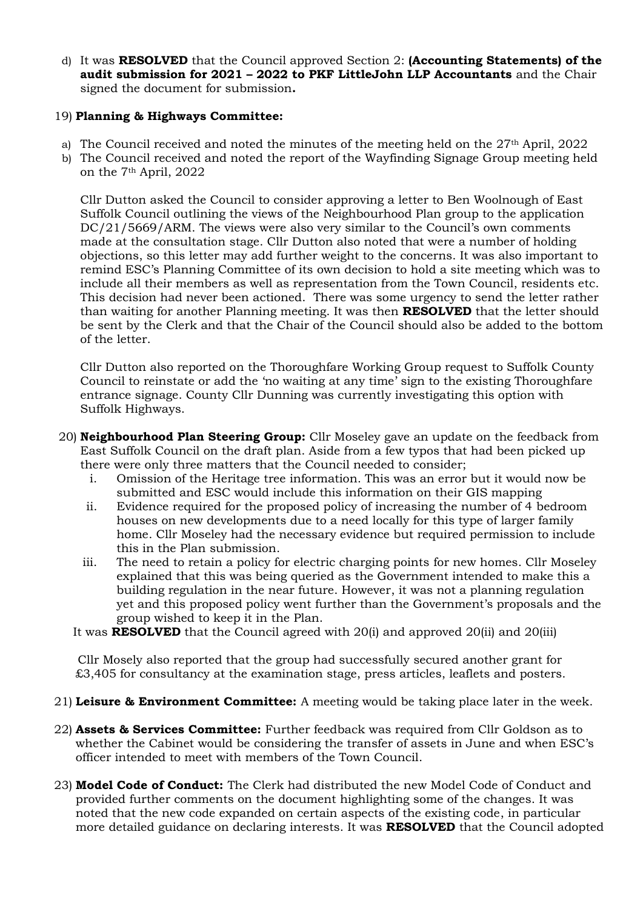d) It was **RESOLVED** that the Council approved Section 2: **(Accounting Statements) of the audit submission for 2021 – 2022 to PKF LittleJohn LLP Accountants** and the Chair signed the document for submission**.**

19) **Planning & Highways Committee:**

a) The Council received and noted the minutes of the meeting held on the 27th April, 2022
b) The Council received and noted the report of the Wayfinding Signage Group meeting held on the 7th April, 2022

Cllr Dutton asked the Council to consider approving a letter to Ben Woolnough of East Suffolk Council outlining the views of the Neighbourhood Plan group to the application DC/21/5669/ARM. The views were also very similar to the Council's own comments made at the consultation stage. Cllr Dutton also noted that were a number of holding objections, so this letter may add further weight to the concerns. It was also important to remind ESC's Planning Committee of its own decision to hold a site meeting which was to include all their members as well as representation from the Town Council, residents etc. This decision had never been actioned. There was some urgency to send the letter rather than waiting for another Planning meeting. It was then **RESOLVED** that the letter should be sent by the Clerk and that the Chair of the Council should also be added to the bottom of the letter.

Cllr Dutton also reported on the Thoroughfare Working Group request to Suffolk County Council to reinstate or add the 'no waiting at any time' sign to the existing Thoroughfare entrance signage. County Cllr Dunning was currently investigating this option with Suffolk Highways.

20) **Neighbourhood Plan Steering Group:** Cllr Moseley gave an update on the feedback from East Suffolk Council on the draft plan. Aside from a few typos that had been picked up there were only three matters that the Council needed to consider;

i. Omission of the Heritage tree information. This was an error but it would now be submitted and ESC would include this information on their GIS mapping
ii. Evidence required for the proposed policy of increasing the number of 4 bedroom houses on new developments due to a need locally for this type of larger family home. Cllr Moseley had the necessary evidence but required permission to include this in the Plan submission.
iii. The need to retain a policy for electric charging points for new homes. Cllr Moseley explained that this was being queried as the Government intended to make this a building regulation in the near future. However, it was not a planning regulation yet and this proposed policy went further than the Government's proposals and the group wished to keep it in the Plan.

It was **RESOLVED** that the Council agreed with 20(i) and approved 20(ii) and 20(iii)

Cllr Mosely also reported that the group had successfully secured another grant for £3,405 for consultancy at the examination stage, press articles, leaflets and posters.

21) **Leisure & Environment Committee:** A meeting would be taking place later in the week.

22) **Assets & Services Committee:** Further feedback was required from Cllr Goldson as to whether the Cabinet would be considering the transfer of assets in June and when ESC's officer intended to meet with members of the Town Council.

23) **Model Code of Conduct:** The Clerk had distributed the new Model Code of Conduct and provided further comments on the document highlighting some of the changes. It was noted that the new code expanded on certain aspects of the existing code, in particular more detailed guidance on declaring interests. It was **RESOLVED** that the Council adopted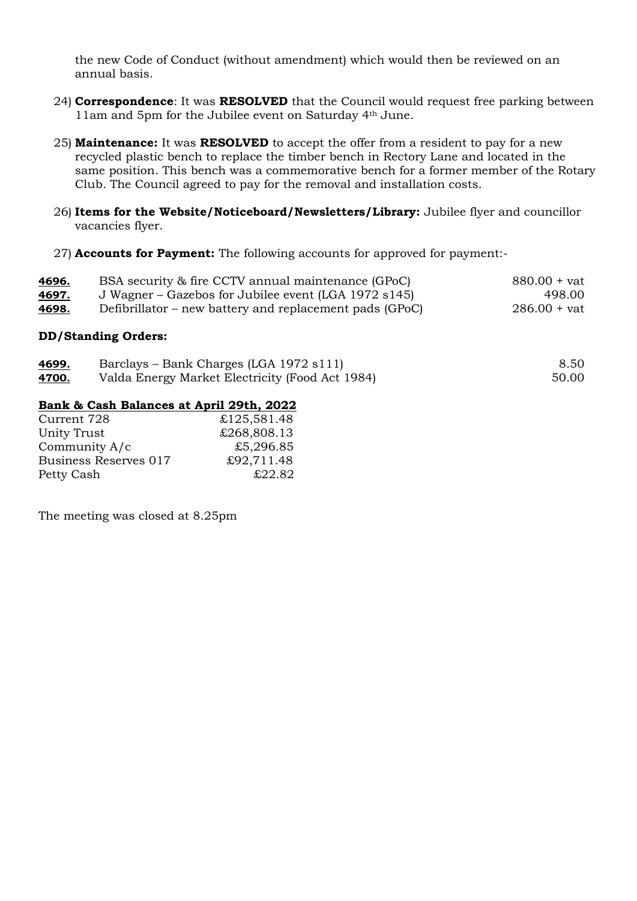the new Code of Conduct (without amendment) which would then be reviewed on an annual basis.

24) **Correspondence**: It was **RESOLVED** that the Council would request free parking between 11am and 5pm for the Jubilee event on Saturday 4th June.

25) **Maintenance:** It was **RESOLVED** to accept the offer from a resident to pay for a new recycled plastic bench to replace the timber bench in Rectory Lane and located in the same position. This bench was a commemorative bench for a former member of the Rotary Club. The Council agreed to pay for the removal and installation costs.

26) **Items for the Website/Noticeboard/Newsletters/Library:** Jubilee flyer and councillor vacancies flyer.

27) **Accounts for Payment:** The following accounts for approved for payment:-

| | | |
|---|---|---|
| **4696.** | BSA security & fire CCTV annual maintenance (GPoC) | 880.00 + vat |
| **4697.** | J Wagner – Gazebos for Jubilee event (LGA 1972 s145) | 498.00 |
| **4698.** | Defibrillator – new battery and replacement pads (GPoC) | 286.00 + vat |

**DD/Standing Orders:**

| | | |
|---|---|---|
| **4699.** | Barclays – Bank Charges (LGA 1972 s111) | 8.50 |
| **4700.** | Valda Energy Market Electricity (Food Act 1984) | 50.00 |

**Bank & Cash Balances at April 29th, 2022**

| | |
|---|---|
| Current 728 | £125,581.48 |
| Unity Trust | £268,808.13 |
| Community A/c | £5,296.85 |
| Business Reserves 017 | £92,711.48 |
| Petty Cash | £22.82 |

The meeting was closed at 8.25pm